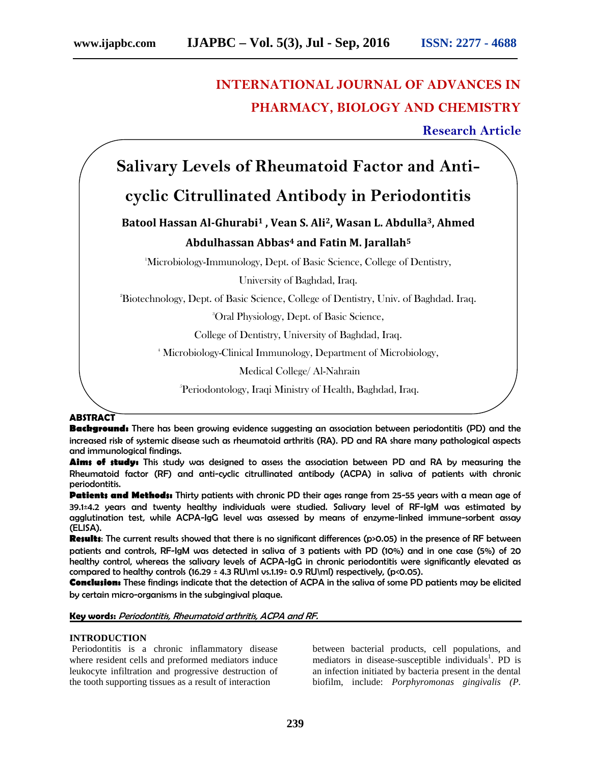# INTERNATIONAL JOURNAL OF ADVANCES IN PHARMACY, BIOLOGY AND CHEMISTRY

**Research Article**

# Salivary Levels of Rheumatoid Factor and Anti-cyclic Citrullinated Antibody in Periodontitis

**Batool Hassan Al-Ghurabi[1] , Vean S. Ali[2], Wasan L. Abdulla[3], Ahmed Abdulhassan Abbas[4] and Fatin M. Jarallah[5]**

[1]Microbiology-Immunology, Dept. of Basic Science, College of Dentistry, University of Baghdad, Iraq.

[2]Biotechnology, Dept. of Basic Science, College of Dentistry, Univ. of Baghdad. Iraq.

[3]Oral Physiology, Dept. of Basic Science, College of Dentistry, University of Baghdad, Iraq.

[4] Microbiology-Clinical Immunology, Department of Microbiology, Medical College/ Al-Nahrain

[5]Periodontology, Iraqi Ministry of Health, Baghdad, Iraq.

## ABSTRACT

**Background:** There has been growing evidence suggesting an association between periodontitis (PD) and the increased risk of systemic disease such as rheumatoid arthritis (RA). PD and RA share many pathological aspects and immunological findings.

**Aims of study:** This study was designed to assess the association between PD and RA by measuring the Rheumatoid factor (RF) and anti-cyclic citrullinated antibody (ACPA) in saliva of patients with chronic periodontitis.

**Patients and Methods:** Thirty patients with chronic PD their ages range from 25-55 years with a mean age of 39.1±4.2 years and twenty healthy individuals were studied. Salivary level of RF-IgM was estimated by agglutination test, while ACPA-IgG level was assessed by means of enzyme-linked immune-sorbent assay (ELISA).

**Results**: The current results showed that there is no significant differences ($p>0.05$) in the presence of RF between patients and controls, RF-IgM was detected in saliva of 3 patients with PD (10%) and in one case (5%) of 20 healthy control, whereas the salivary levels of ACPA-IgG in chronic periodontitis were significantly elevated as compared to healthy controls (16.29 ± 4.3 RU\ml vs.1.19± 0.9 RU\ml) respectively, ($p<0.05$).

**Conclusion:** These findings indicate that the detection of ACPA in the saliva of some PD patients may be elicited by certain micro-organisms in the subgingival plaque.

**Key words:** *Periodontitis, Rheumatoid arthritis, ACPA and RF.*

## INTRODUCTION

Periodontitis is a chronic inflammatory disease where resident cells and preformed mediators induce leukocyte infiltration and progressive destruction of the tooth supporting tissues as a result of interaction between bacterial products, cell populations, and mediators in disease-susceptible individuals[1]. PD is an infection initiated by bacteria present in the dental biofilm, include: *Porphyromonas gingivalis (P.*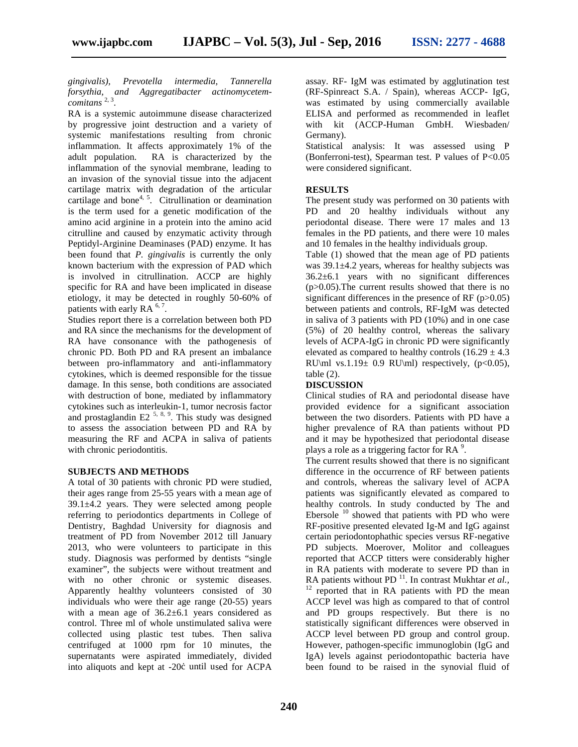*gingivalis), Prevotella intermedia, Tannerella forsythia, and Aggregatibacter actinomycetemcomitans* [2, 3].

RA is a systemic autoimmune disease characterized by progressive joint destruction and a variety of systemic manifestations resulting from chronic inflammation. It affects approximately 1% of the adult population. RA is characterized by the inflammation of the synovial membrane, leading to an invasion of the synovial tissue into the adjacent cartilage matrix with degradation of the articular cartilage and bone[4, 5]. Citrullination or deamination is the term used for a genetic modification of the amino acid arginine in a protein into the amino acid citrulline and caused by enzymatic activity through Peptidyl-Arginine Deaminases (PAD) enzyme. It has been found that *P. gingivalis* is currently the only known bacterium with the expression of PAD which is involved in citrullination. ACCP are highly specific for RA and have been implicated in disease etiology, it may be detected in roughly 50-60% of patients with early RA [6, 7].

Studies report there is a correlation between both PD and RA since the mechanisms for the development of RA have consonance with the pathogenesis of chronic PD. Both PD and RA present an imbalance between pro-inflammatory and anti-inflammatory cytokines, which is deemed responsible for the tissue damage. In this sense, both conditions are associated with destruction of bone, mediated by inflammatory cytokines such as interleukin-1, tumor necrosis factor and prostaglandin E2 [5, 8, 9]. This study was designed to assess the association between PD and RA by measuring the RF and ACPA in saliva of patients with chronic periodontitis.

## SUBJECTS AND METHODS

A total of 30 patients with chronic PD were studied, their ages range from 25-55 years with a mean age of 39.1±4.2 years. They were selected among people referring to periodontics departments in College of Dentistry, Baghdad University for diagnosis and treatment of PD from November 2012 till January 2013, who were volunteers to participate in this study. Diagnosis was performed by dentists "single examiner", the subjects were without treatment and with no other chronic or systemic diseases. Apparently healthy volunteers consisted of 30 individuals who were their age range (20-55) years with a mean age of 36.2±6.1 years considered as control. Three ml of whole unstimulated saliva were collected using plastic test tubes. Then saliva centrifuged at 1000 rpm for 10 minutes, the supernatants were aspirated immediately, divided into aliquots and kept at -20ċ until used for ACPA assay. RF- IgM was estimated by agglutination test (RF-Spinreact S.A. / Spain), whereas ACCP- IgG, was estimated by using commercially available ELISA and performed as recommended in leaflet with kit (ACCP-Human GmbH. Wiesbaden/ Germany).

Statistical analysis: It was assessed using P (Bonferroni-test), Spearman test. P values of $P<0.05$ were considered significant.

## RESULTS

The present study was performed on 30 patients with PD and 20 healthy individuals without any periodontal disease. There were 17 males and 13 females in the PD patients, and there were 10 males and 10 females in the healthy individuals group.

Table (1) showed that the mean age of PD patients was 39.1±4.2 years, whereas for healthy subjects was 36.2±6.1 years with no significant differences ($p>0.05$).The current results showed that there is no significant differences in the presence of RF ($p>0.05$) between patients and controls, RF-IgM was detected in saliva of 3 patients with PD (10%) and in one case (5%) of 20 healthy control, whereas the salivary levels of ACPA-IgG in chronic PD were significantly elevated as compared to healthy controls (16.29 ± 4.3 RU\ml vs.1.19± 0.9 RU\ml) respectively, ($p<0.05$), table (2).

## DISCUSSION

Clinical studies of RA and periodontal disease have provided evidence for a significant association between the two disorders. Patients with PD have a higher prevalence of RA than patients without PD and it may be hypothesized that periodontal disease plays a role as a triggering factor for RA [9].

The current results showed that there is no significant difference in the occurrence of RF between patients and controls, whereas the salivary level of ACPA patients was significantly elevated as compared to healthy controls. In study conducted by The and Ebersole [10] showed that patients with PD who were RF-positive presented elevated Ig-M and IgG against certain periodontophathic species versus RF-negative PD subjects. Moerover, Molitor and colleagues reported that ACCP titters were considerably higher in RA patients with moderate to severe PD than in RA patients without PD [11]. In contrast Mukhtar *et al.,* [12] reported that in RA patients with PD the mean ACCP level was high as compared to that of control and PD groups respectively. But there is no statistically significant differences were observed in ACCP level between PD group and control group. However, pathogen-specific immunoglobin (IgG and IgA) levels against periodontopathic bacteria have been found to be raised in the synovial fluid of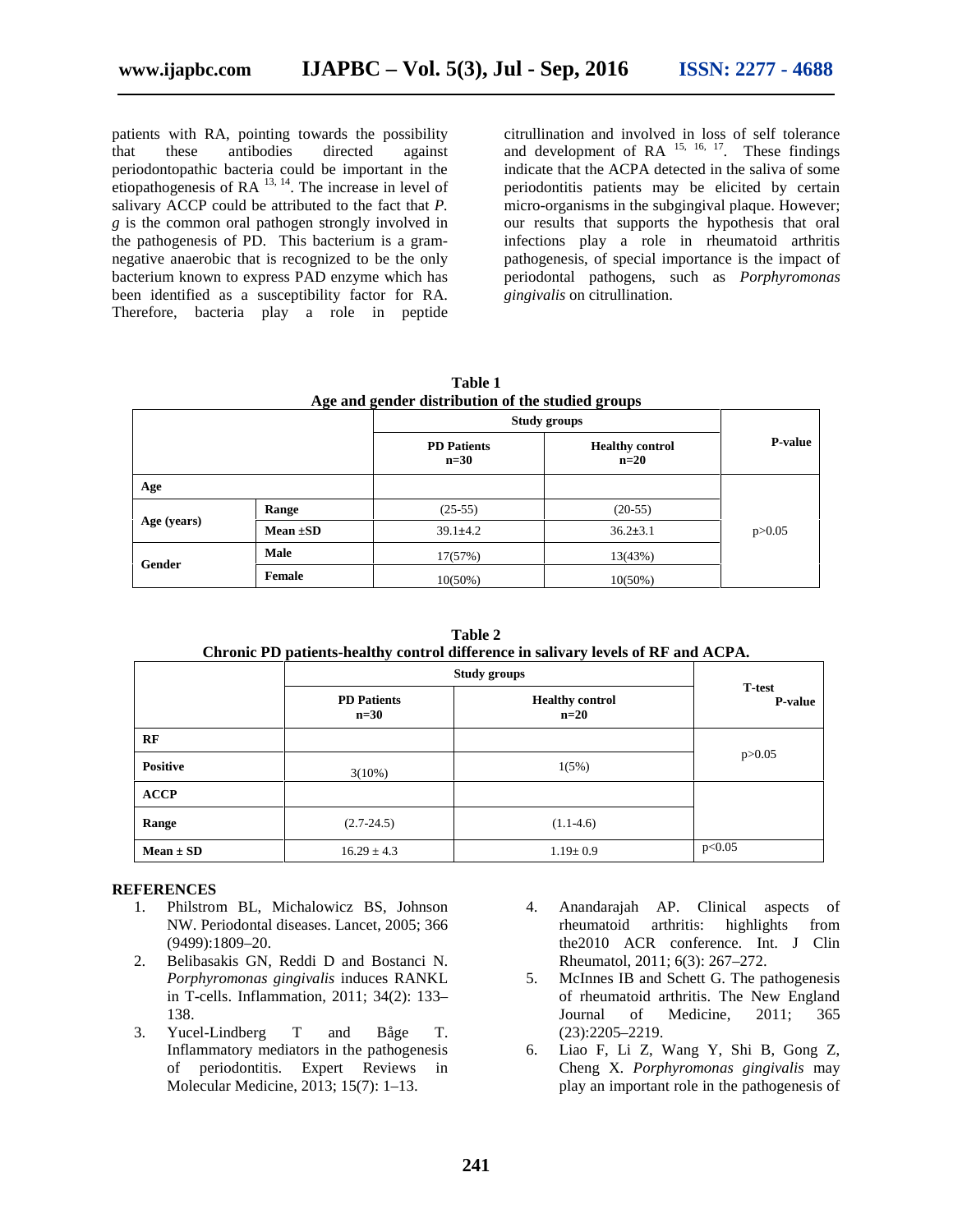patients with RA, pointing towards the possibility that these antibodies directed against periodontopathic bacteria could be important in the etiopathogenesis of RA [13, 14]. The increase in level of salivary ACCP could be attributed to the fact that *P. g* is the common oral pathogen strongly involved in the pathogenesis of PD. This bacterium is a gram-negative anaerobic that is recognized to be the only bacterium known to express PAD enzyme which has been identified as a susceptibility factor for RA. Therefore, bacteria play a role in peptide citrullination and involved in loss of self tolerance and development of RA [15, 16, 17]. These findings indicate that the ACPA detected in the saliva of some periodontitis patients may be elicited by certain micro-organisms in the subgingival plaque. However; our results that supports the hypothesis that oral infections play a role in rheumatoid arthritis pathogenesis, of special importance is the impact of periodontal pathogens, such as *Porphyromonas gingivalis* on citrullination.

**Table 1**
**Age and gender distribution of the studied groups**

| | | Study groups | | P-value |
|---|---|---|---|---|
| | | **PD Patients n=30** | **Healthy control n=20** | |
| **Age** | | | | |
| **Age (years)** | **Range** | (25-55) | (20-55) | p>0.05 |
| | **Mean ±SD** | 39.1±4.2 | 36.2±3.1 | |
| **Gender** | **Male** | 17(57%) | 13(43%) | |
| | **Female** | 10(50%) | 10(50%) | |

**Table 2**
**Chronic PD patients-healthy control difference in salivary levels of RF and ACPA.**

| | Study groups | | T-test P-value |
|---|---|---|---|
| | **PD Patients n=30** | **Healthy control n=20** | |
| **RF** | | | p>0.05 |
| **Positive** | 3(10%) | 1(5%) | |
| **ACCP** | | | |
| **Range** | (2.7-24.5) | (1.1-4.6) | |
| **Mean ± SD** | 16.29 ± 4.3 | 1.19± 0.9 | p<0.05 |

## REFERENCES

1. Philstrom BL, Michalowicz BS, Johnson NW. Periodontal diseases. Lancet, 2005; 366 (9499):1809–20.
2. Belibasakis GN, Reddi D and Bostanci N. *Porphyromonas gingivalis* induces RANKL in T-cells. Inflammation, 2011; 34(2): 133–138.
3. Yucel-Lindberg T and Båge T. Inflammatory mediators in the pathogenesis of periodontitis. Expert Reviews in Molecular Medicine, 2013; 15(7): 1–13.
4. Anandarajah AP. Clinical aspects of rheumatoid arthritis: highlights from the2010 ACR conference. Int. J Clin Rheumatol, 2011; 6(3): 267–272.
5. McInnes IB and Schett G. The pathogenesis of rheumatoid arthritis. The New England Journal of Medicine, 2011; 365 (23):2205–2219.
6. Liao F, Li Z, Wang Y, Shi B, Gong Z, Cheng X. *Porphyromonas gingivalis* may play an important role in the pathogenesis of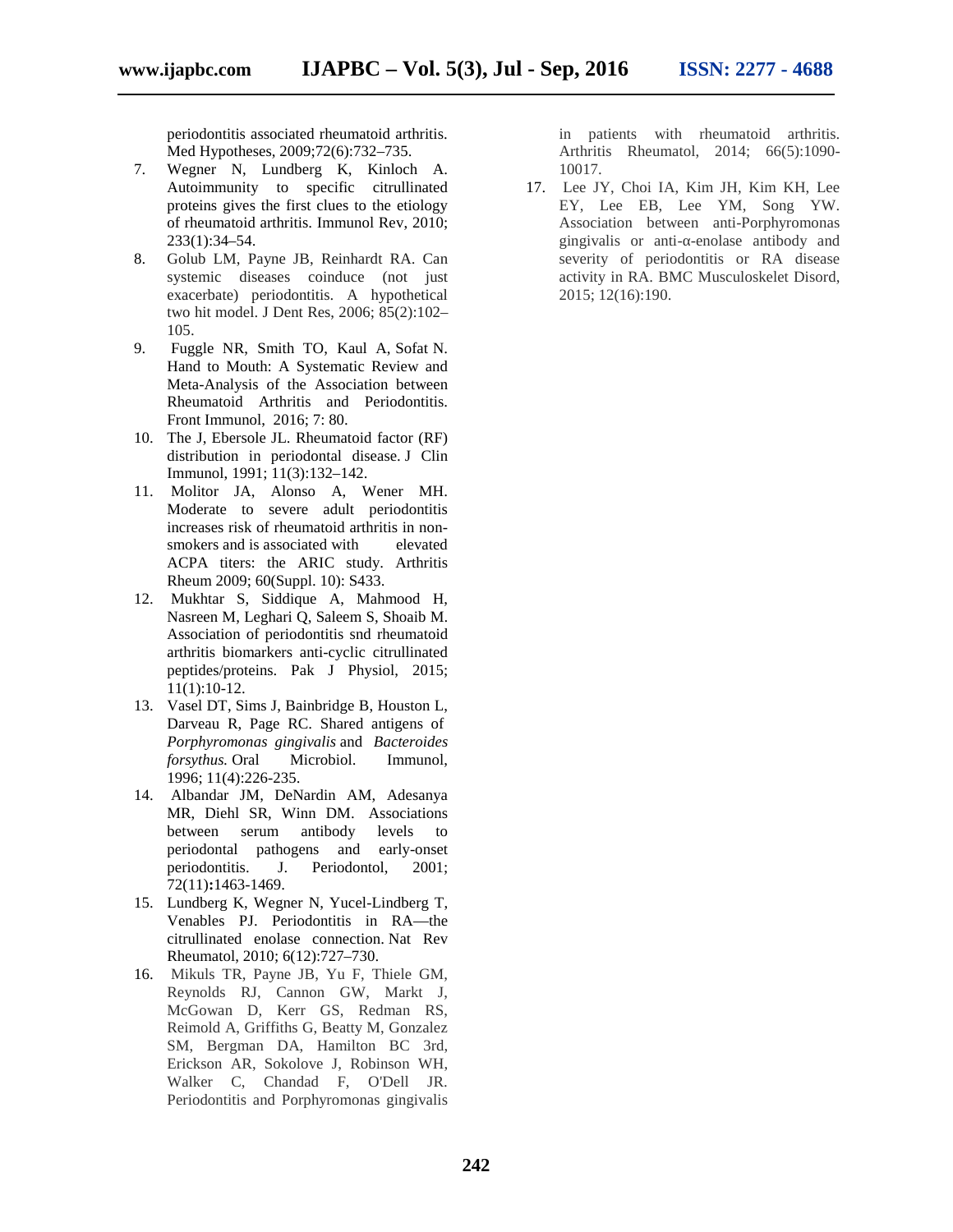periodontitis associated rheumatoid arthritis. Med Hypotheses, 2009;72(6):732–735.

7. Wegner N, Lundberg K, Kinloch A. Autoimmunity to specific citrullinated proteins gives the first clues to the etiology of rheumatoid arthritis. Immunol Rev, 2010; 233(1):34–54.
8. Golub LM, Payne JB, Reinhardt RA. Can systemic diseases coinduce (not just exacerbate) periodontitis. A hypothetical two hit model. J Dent Res, 2006; 85(2):102–105.
9. Fuggle NR, Smith TO, Kaul A, Sofat N. Hand to Mouth: A Systematic Review and Meta-Analysis of the Association between Rheumatoid Arthritis and Periodontitis. Front Immunol, 2016; 7: 80.
10. The J, Ebersole JL. Rheumatoid factor (RF) distribution in periodontal disease. J Clin Immunol, 1991; 11(3):132–142.
11. Molitor JA, Alonso A, Wener MH. Moderate to severe adult periodontitis increases risk of rheumatoid arthritis in non-smokers and is associated with elevated ACPA titers: the ARIC study. Arthritis Rheum 2009; 60(Suppl. 10): S433.
12. Mukhtar S, Siddique A, Mahmood H, Nasreen M, Leghari Q, Saleem S, Shoaib M. Association of periodontitis snd rheumatoid arthritis biomarkers anti-cyclic citrullinated peptides/proteins. Pak J Physiol, 2015; 11(1):10-12.
13. Vasel DT, Sims J, Bainbridge B, Houston L, Darveau R, Page RC. Shared antigens of *Porphyromonas gingivalis* and *Bacteroides forsythus.* Oral Microbiol. Immunol, 1996; 11(4):226-235.
14. Albandar JM, DeNardin AM, Adesanya MR, Diehl SR, Winn DM. Associations between serum antibody levels to periodontal pathogens and early-onset periodontitis. J. Periodontol, 2001; 72(11)**:**1463-1469.
15. Lundberg K, Wegner N, Yucel-Lindberg T, Venables PJ. Periodontitis in RA—the citrullinated enolase connection. Nat Rev Rheumatol, 2010; 6(12):727–730.
16. Mikuls TR, Payne JB, Yu F, Thiele GM, Reynolds RJ, Cannon GW, Markt J, McGowan D, Kerr GS, Redman RS, Reimold A, Griffiths G, Beatty M, Gonzalez SM, Bergman DA, Hamilton BC 3rd, Erickson AR, Sokolove J, Robinson WH, Walker C, Chandad F, O'Dell JR. Periodontitis and Porphyromonas gingivalis in patients with rheumatoid arthritis. Arthritis Rheumatol, 2014; 66(5):1090-10017.
17. Lee JY, Choi IA, Kim JH, Kim KH, Lee EY, Lee EB, Lee YM, Song YW. Association between anti-Porphyromonas gingivalis or anti-α-enolase antibody and severity of periodontitis or RA disease activity in RA. BMC Musculoskelet Disord, 2015; 12(16):190.